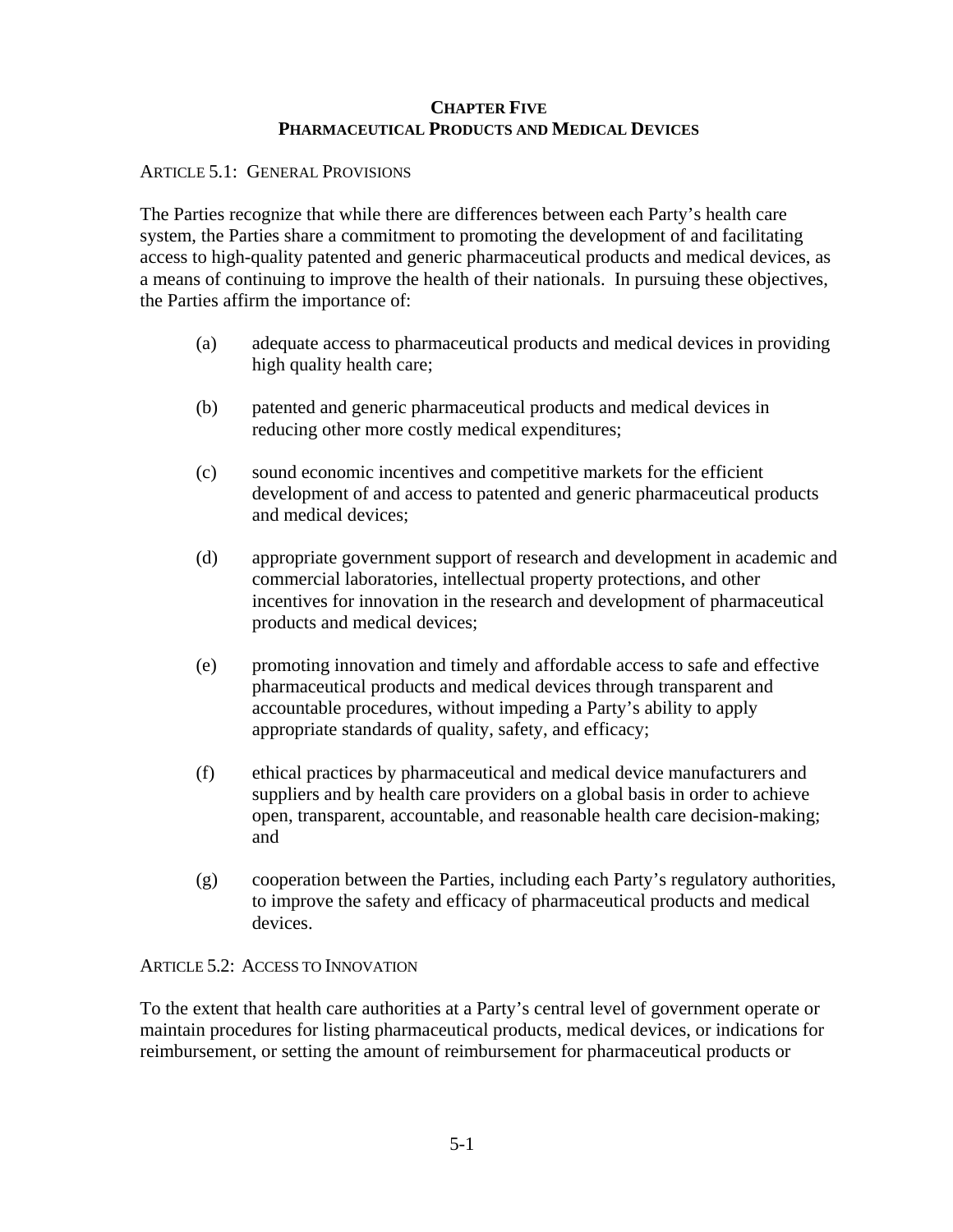# CHAPTER FIVE
# PHARMACEUTICAL PRODUCTS AND MEDICAL DEVICES

## ARTICLE 5.1: GENERAL PROVISIONS

The Parties recognize that while there are differences between each Party's health care system, the Parties share a commitment to promoting the development of and facilitating access to high-quality patented and generic pharmaceutical products and medical devices, as a means of continuing to improve the health of their nationals. In pursuing these objectives, the Parties affirm the importance of:

(a) adequate access to pharmaceutical products and medical devices in providing high quality health care;

(b) patented and generic pharmaceutical products and medical devices in reducing other more costly medical expenditures;

(c) sound economic incentives and competitive markets for the efficient development of and access to patented and generic pharmaceutical products and medical devices;

(d) appropriate government support of research and development in academic and commercial laboratories, intellectual property protections, and other incentives for innovation in the research and development of pharmaceutical products and medical devices;

(e) promoting innovation and timely and affordable access to safe and effective pharmaceutical products and medical devices through transparent and accountable procedures, without impeding a Party's ability to apply appropriate standards of quality, safety, and efficacy;

(f) ethical practices by pharmaceutical and medical device manufacturers and suppliers and by health care providers on a global basis in order to achieve open, transparent, accountable, and reasonable health care decision-making; and

(g) cooperation between the Parties, including each Party's regulatory authorities, to improve the safety and efficacy of pharmaceutical products and medical devices.

## ARTICLE 5.2: ACCESS TO INNOVATION

To the extent that health care authorities at a Party's central level of government operate or maintain procedures for listing pharmaceutical products, medical devices, or indications for reimbursement, or setting the amount of reimbursement for pharmaceutical products or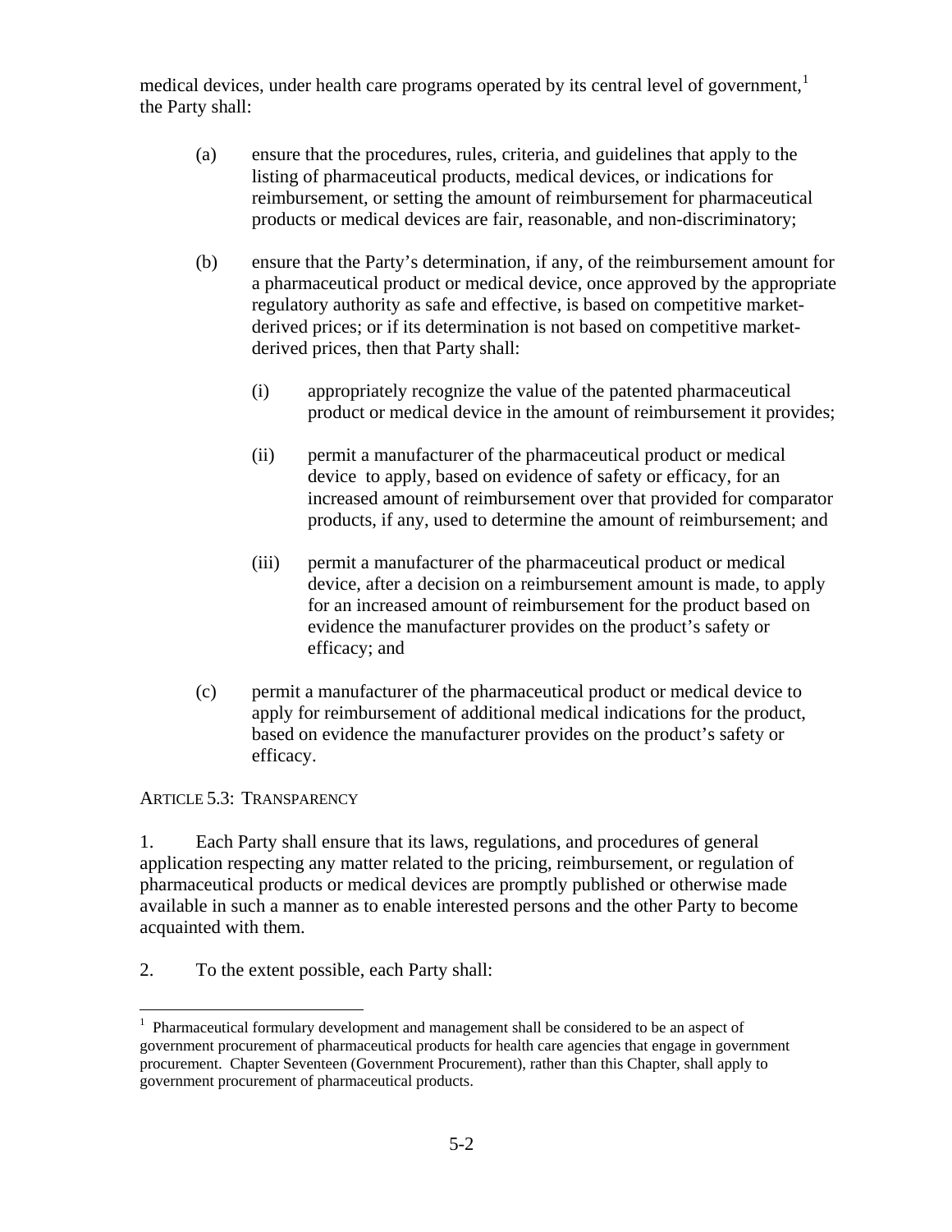medical devices, under health care programs operated by its central level of government,[1] the Party shall:

(a) ensure that the procedures, rules, criteria, and guidelines that apply to the listing of pharmaceutical products, medical devices, or indications for reimbursement, or setting the amount of reimbursement for pharmaceutical products or medical devices are fair, reasonable, and non-discriminatory;

(b) ensure that the Party's determination, if any, of the reimbursement amount for a pharmaceutical product or medical device, once approved by the appropriate regulatory authority as safe and effective, is based on competitive market-derived prices; or if its determination is not based on competitive market-derived prices, then that Party shall:

   (i) appropriately recognize the value of the patented pharmaceutical product or medical device in the amount of reimbursement it provides;

   (ii) permit a manufacturer of the pharmaceutical product or medical device to apply, based on evidence of safety or efficacy, for an increased amount of reimbursement over that provided for comparator products, if any, used to determine the amount of reimbursement; and

   (iii) permit a manufacturer of the pharmaceutical product or medical device, after a decision on a reimbursement amount is made, to apply for an increased amount of reimbursement for the product based on evidence the manufacturer provides on the product's safety or efficacy; and

(c) permit a manufacturer of the pharmaceutical product or medical device to apply for reimbursement of additional medical indications for the product, based on evidence the manufacturer provides on the product's safety or efficacy.

ARTICLE 5.3: TRANSPARENCY

1. Each Party shall ensure that its laws, regulations, and procedures of general application respecting any matter related to the pricing, reimbursement, or regulation of pharmaceutical products or medical devices are promptly published or otherwise made available in such a manner as to enable interested persons and the other Party to become acquainted with them.

2. To the extent possible, each Party shall:

[1] Pharmaceutical formulary development and management shall be considered to be an aspect of government procurement of pharmaceutical products for health care agencies that engage in government procurement. Chapter Seventeen (Government Procurement), rather than this Chapter, shall apply to government procurement of pharmaceutical products.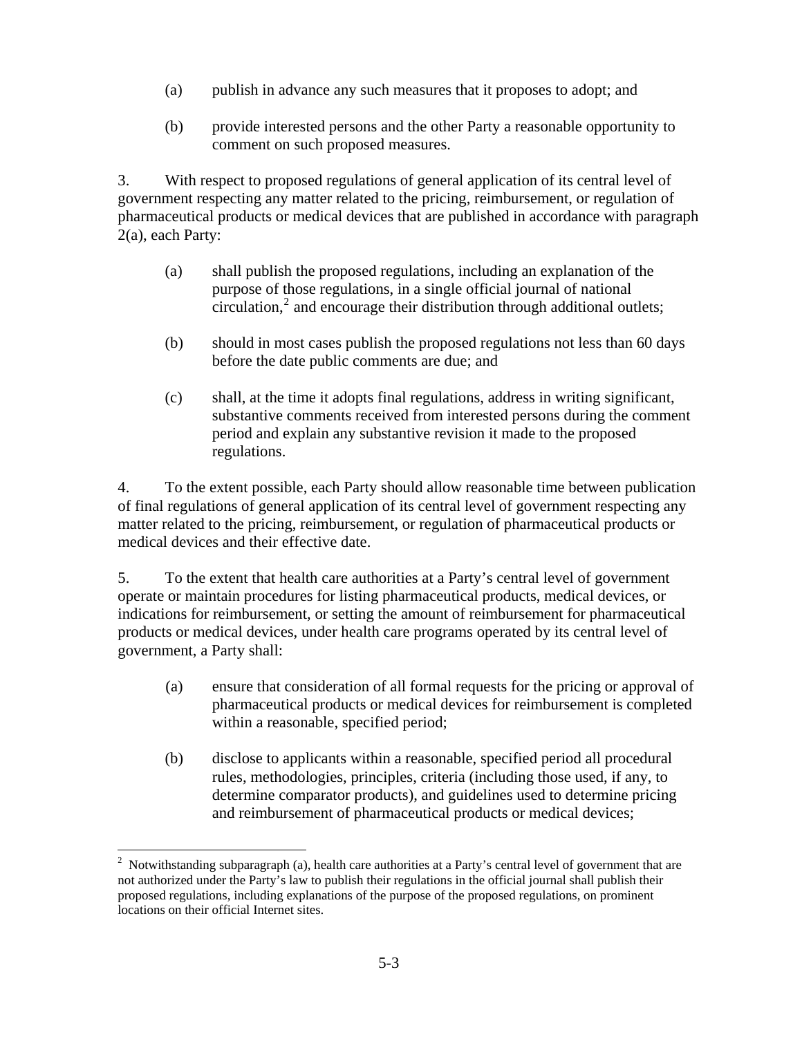(a) publish in advance any such measures that it proposes to adopt; and

(b) provide interested persons and the other Party a reasonable opportunity to comment on such proposed measures.

3. With respect to proposed regulations of general application of its central level of government respecting any matter related to the pricing, reimbursement, or regulation of pharmaceutical products or medical devices that are published in accordance with paragraph 2(a), each Party:

(a) shall publish the proposed regulations, including an explanation of the purpose of those regulations, in a single official journal of national circulation,[2] and encourage their distribution through additional outlets;

(b) should in most cases publish the proposed regulations not less than 60 days before the date public comments are due; and

(c) shall, at the time it adopts final regulations, address in writing significant, substantive comments received from interested persons during the comment period and explain any substantive revision it made to the proposed regulations.

4. To the extent possible, each Party should allow reasonable time between publication of final regulations of general application of its central level of government respecting any matter related to the pricing, reimbursement, or regulation of pharmaceutical products or medical devices and their effective date.

5. To the extent that health care authorities at a Party's central level of government operate or maintain procedures for listing pharmaceutical products, medical devices, or indications for reimbursement, or setting the amount of reimbursement for pharmaceutical products or medical devices, under health care programs operated by its central level of government, a Party shall:

(a) ensure that consideration of all formal requests for the pricing or approval of pharmaceutical products or medical devices for reimbursement is completed within a reasonable, specified period;

(b) disclose to applicants within a reasonable, specified period all procedural rules, methodologies, principles, criteria (including those used, if any, to determine comparator products), and guidelines used to determine pricing and reimbursement of pharmaceutical products or medical devices;

---

[2] Notwithstanding subparagraph (a), health care authorities at a Party's central level of government that are not authorized under the Party's law to publish their regulations in the official journal shall publish their proposed regulations, including explanations of the purpose of the proposed regulations, on prominent locations on their official Internet sites.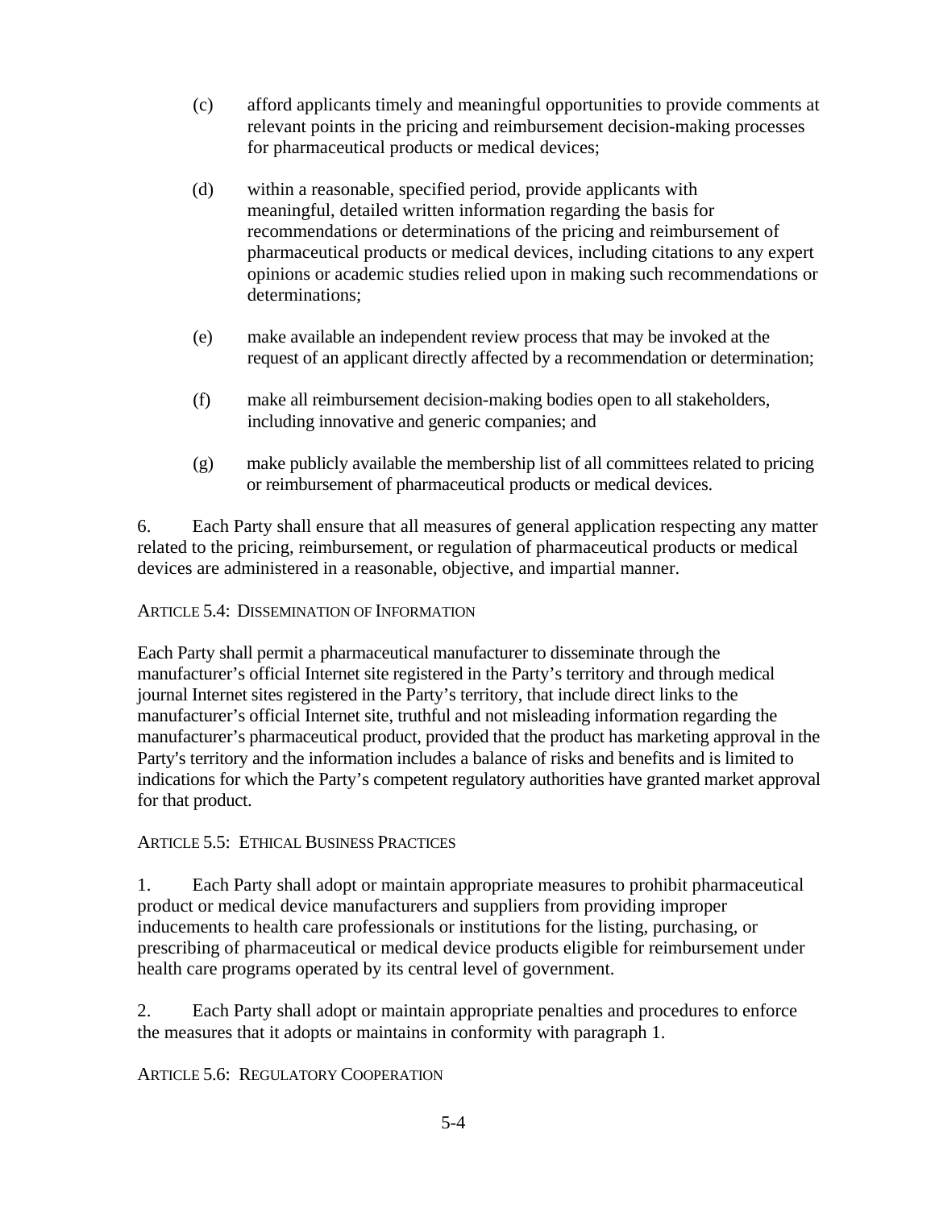(c) afford applicants timely and meaningful opportunities to provide comments at relevant points in the pricing and reimbursement decision-making processes for pharmaceutical products or medical devices;

(d) within a reasonable, specified period, provide applicants with meaningful, detailed written information regarding the basis for recommendations or determinations of the pricing and reimbursement of pharmaceutical products or medical devices, including citations to any expert opinions or academic studies relied upon in making such recommendations or determinations;

(e) make available an independent review process that may be invoked at the request of an applicant directly affected by a recommendation or determination;

(f) make all reimbursement decision-making bodies open to all stakeholders, including innovative and generic companies; and

(g) make publicly available the membership list of all committees related to pricing or reimbursement of pharmaceutical products or medical devices.

6. Each Party shall ensure that all measures of general application respecting any matter related to the pricing, reimbursement, or regulation of pharmaceutical products or medical devices are administered in a reasonable, objective, and impartial manner.

## ARTICLE 5.4: DISSEMINATION OF INFORMATION

Each Party shall permit a pharmaceutical manufacturer to disseminate through the manufacturer's official Internet site registered in the Party's territory and through medical journal Internet sites registered in the Party's territory, that include direct links to the manufacturer's official Internet site, truthful and not misleading information regarding the manufacturer's pharmaceutical product, provided that the product has marketing approval in the Party's territory and the information includes a balance of risks and benefits and is limited to indications for which the Party's competent regulatory authorities have granted market approval for that product.

## ARTICLE 5.5: ETHICAL BUSINESS PRACTICES

1. Each Party shall adopt or maintain appropriate measures to prohibit pharmaceutical product or medical device manufacturers and suppliers from providing improper inducements to health care professionals or institutions for the listing, purchasing, or prescribing of pharmaceutical or medical device products eligible for reimbursement under health care programs operated by its central level of government.

2. Each Party shall adopt or maintain appropriate penalties and procedures to enforce the measures that it adopts or maintains in conformity with paragraph 1.

## ARTICLE 5.6: REGULATORY COOPERATION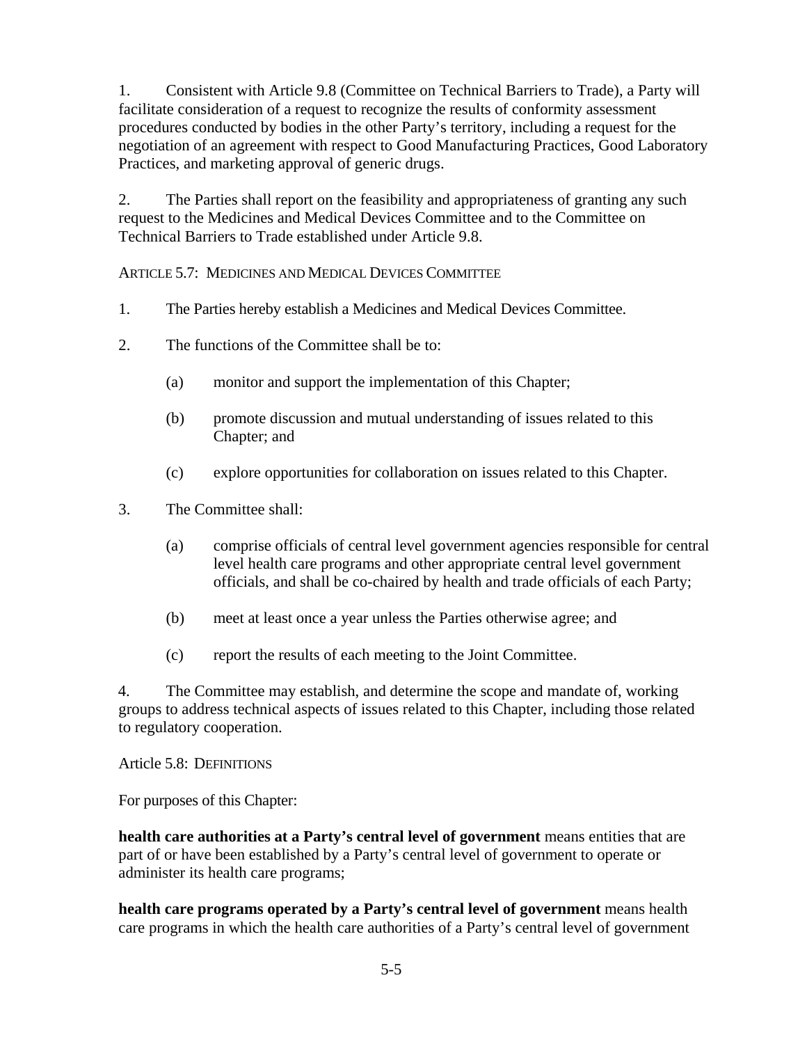1. Consistent with Article 9.8 (Committee on Technical Barriers to Trade), a Party will facilitate consideration of a request to recognize the results of conformity assessment procedures conducted by bodies in the other Party's territory, including a request for the negotiation of an agreement with respect to Good Manufacturing Practices, Good Laboratory Practices, and marketing approval of generic drugs.

2. The Parties shall report on the feasibility and appropriateness of granting any such request to the Medicines and Medical Devices Committee and to the Committee on Technical Barriers to Trade established under Article 9.8.

### ARTICLE 5.7: MEDICINES AND MEDICAL DEVICES COMMITTEE

1. The Parties hereby establish a Medicines and Medical Devices Committee.

2. The functions of the Committee shall be to:

   (a) monitor and support the implementation of this Chapter;

   (b) promote discussion and mutual understanding of issues related to this Chapter; and

   (c) explore opportunities for collaboration on issues related to this Chapter.

3. The Committee shall:

   (a) comprise officials of central level government agencies responsible for central level health care programs and other appropriate central level government officials, and shall be co-chaired by health and trade officials of each Party;

   (b) meet at least once a year unless the Parties otherwise agree; and

   (c) report the results of each meeting to the Joint Committee.

4. The Committee may establish, and determine the scope and mandate of, working groups to address technical aspects of issues related to this Chapter, including those related to regulatory cooperation.

### Article 5.8: DEFINITIONS

For purposes of this Chapter:

**health care authorities at a Party's central level of government** means entities that are part of or have been established by a Party's central level of government to operate or administer its health care programs;

**health care programs operated by a Party's central level of government** means health care programs in which the health care authorities of a Party's central level of government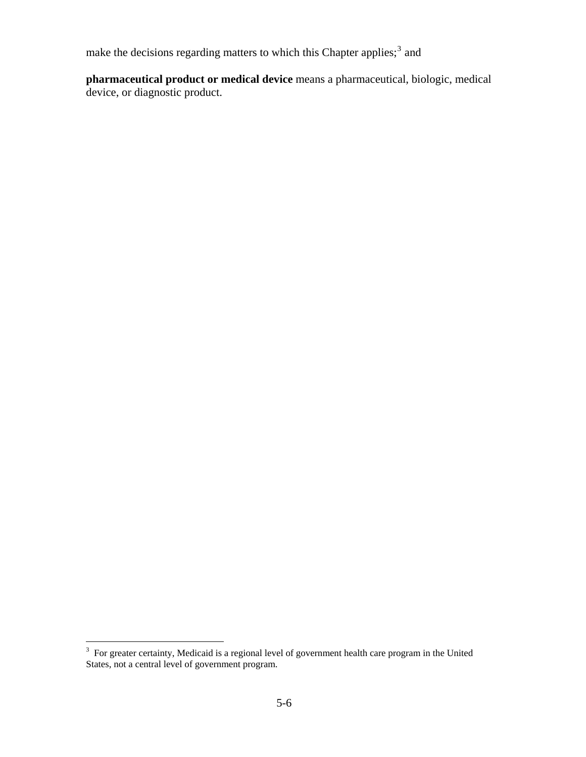make the decisions regarding matters to which this Chapter applies;[3] and

**pharmaceutical product or medical device** means a pharmaceutical, biologic, medical device, or diagnostic product.

[3] For greater certainty, Medicaid is a regional level of government health care program in the United States, not a central level of government program.